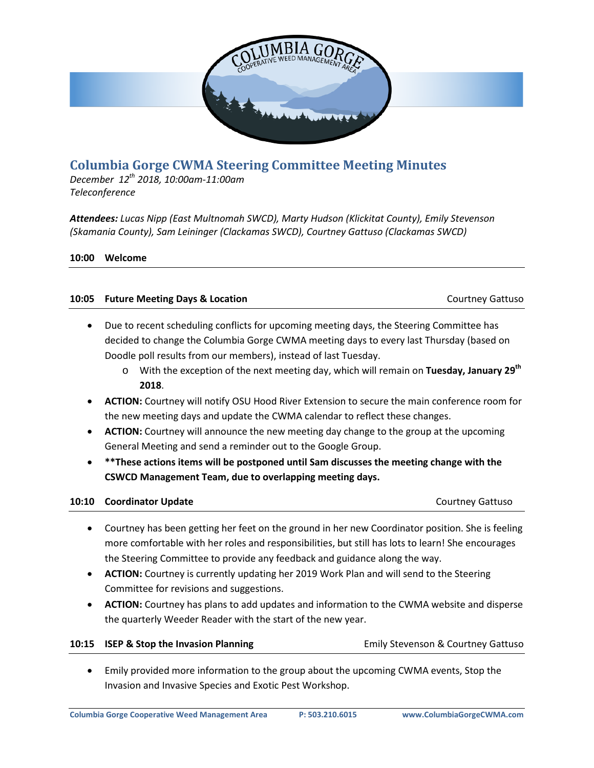# Columbia Gorge CWMA Steering Committee Meeting Minutes

*December 12th 2018, 10:00am-11:00am*
*Teleconference*

***Attendees:*** *Lucas Nipp (East Multnomah SWCD), Marty Hudson (Klickitat County), Emily Stevenson (Skamania County), Sam Leininger (Clackamas SWCD), Courtney Gattuso (Clackamas SWCD)*

**10:00 Welcome**

**10:05 Future Meeting Days & Location** — Courtney Gattuso

- Due to recent scheduling conflicts for upcoming meeting days, the Steering Committee has decided to change the Columbia Gorge CWMA meeting days to every last Thursday (based on Doodle poll results from our members), instead of last Tuesday.
  - With the exception of the next meeting day, which will remain on **Tuesday, January 29th 2018**.
- **ACTION:** Courtney will notify OSU Hood River Extension to secure the main conference room for the new meeting days and update the CWMA calendar to reflect these changes.
- **ACTION:** Courtney will announce the new meeting day change to the group at the upcoming General Meeting and send a reminder out to the Google Group.
- ****These actions items will be postponed until Sam discusses the meeting change with the CSWCD Management Team, due to overlapping meeting days.**

**10:10 Coordinator Update** — Courtney Gattuso

- Courtney has been getting her feet on the ground in her new Coordinator position. She is feeling more comfortable with her roles and responsibilities, but still has lots to learn! She encourages the Steering Committee to provide any feedback and guidance along the way.
- **ACTION:** Courtney is currently updating her 2019 Work Plan and will send to the Steering Committee for revisions and suggestions.
- **ACTION:** Courtney has plans to add updates and information to the CWMA website and disperse the quarterly Weeder Reader with the start of the new year.

**10:15 ISEP & Stop the Invasion Planning** — Emily Stevenson & Courtney Gattuso

- Emily provided more information to the group about the upcoming CWMA events, Stop the Invasion and Invasive Species and Exotic Pest Workshop.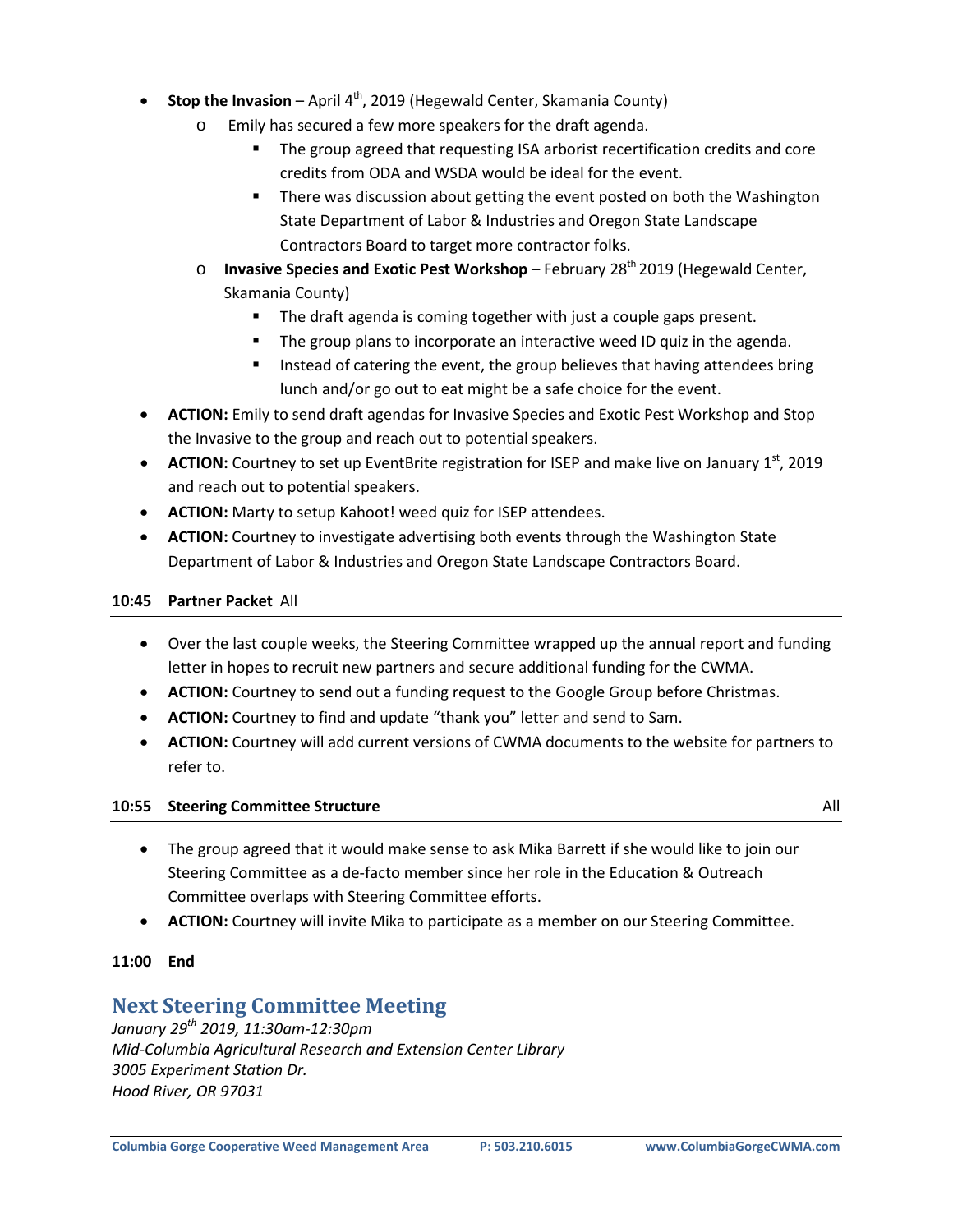- **Stop the Invasion** – April 4th, 2019 (Hegewald Center, Skamania County)
  - Emily has secured a few more speakers for the draft agenda.
    - The group agreed that requesting ISA arborist recertification credits and core credits from ODA and WSDA would be ideal for the event.
    - There was discussion about getting the event posted on both the Washington State Department of Labor & Industries and Oregon State Landscape Contractors Board to target more contractor folks.
  - **Invasive Species and Exotic Pest Workshop** – February 28th 2019 (Hegewald Center, Skamania County)
    - The draft agenda is coming together with just a couple gaps present.
    - The group plans to incorporate an interactive weed ID quiz in the agenda.
    - Instead of catering the event, the group believes that having attendees bring lunch and/or go out to eat might be a safe choice for the event.
- **ACTION:** Emily to send draft agendas for Invasive Species and Exotic Pest Workshop and Stop the Invasive to the group and reach out to potential speakers.
- **ACTION:** Courtney to set up EventBrite registration for ISEP and make live on January 1st, 2019 and reach out to potential speakers.
- **ACTION:** Marty to setup Kahoot! weed quiz for ISEP attendees.
- **ACTION:** Courtney to investigate advertising both events through the Washington State Department of Labor & Industries and Oregon State Landscape Contractors Board.

**10:45 Partner Packet** All

- Over the last couple weeks, the Steering Committee wrapped up the annual report and funding letter in hopes to recruit new partners and secure additional funding for the CWMA.
- **ACTION:** Courtney to send out a funding request to the Google Group before Christmas.
- **ACTION:** Courtney to find and update "thank you" letter and send to Sam.
- **ACTION:** Courtney will add current versions of CWMA documents to the website for partners to refer to.

**10:55 Steering Committee Structure** All

- The group agreed that it would make sense to ask Mika Barrett if she would like to join our Steering Committee as a de-facto member since her role in the Education & Outreach Committee overlaps with Steering Committee efforts.
- **ACTION:** Courtney will invite Mika to participate as a member on our Steering Committee.

**11:00 End**

## Next Steering Committee Meeting

*January 29th 2019, 11:30am-12:30pm*
*Mid-Columbia Agricultural Research and Extension Center Library*
*3005 Experiment Station Dr.*
*Hood River, OR 97031*